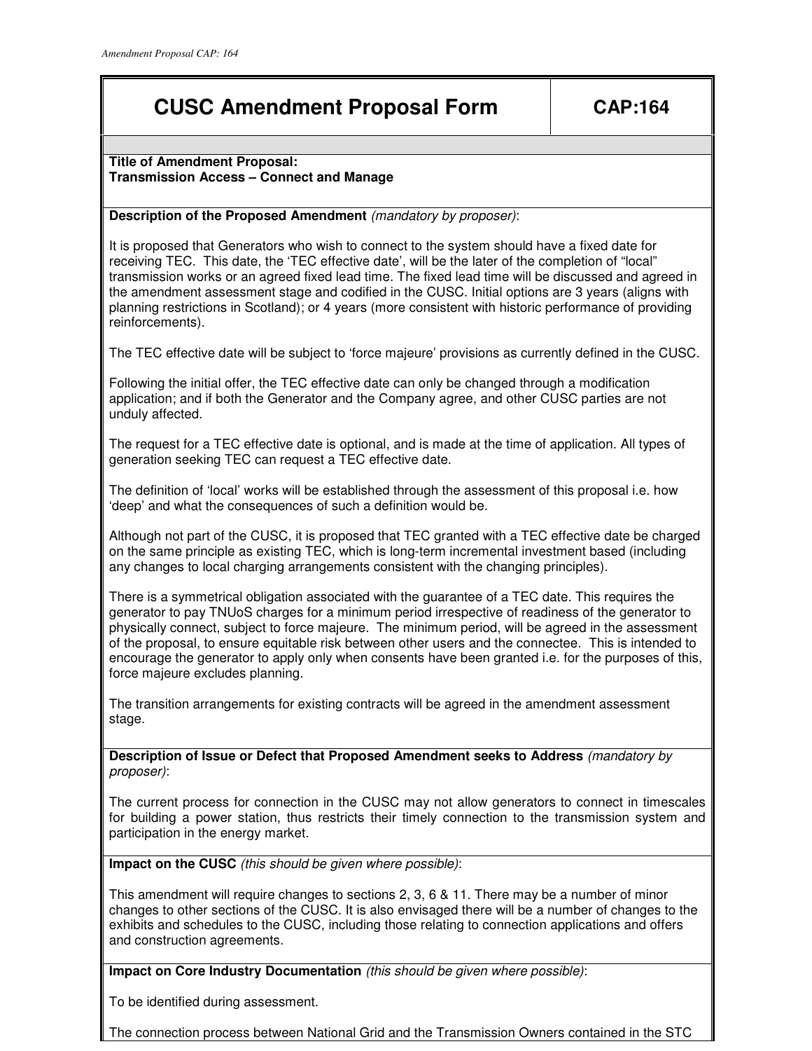# CUSC Amendment Proposal Form

**CAP:164**

**Title of Amendment Proposal:**
**Transmission Access – Connect and Manage**

**Description of the Proposed Amendment** *(mandatory by proposer)*:

It is proposed that Generators who wish to connect to the system should have a fixed date for receiving TEC. This date, the 'TEC effective date', will be the later of the completion of "local" transmission works or an agreed fixed lead time. The fixed lead time will be discussed and agreed in the amendment assessment stage and codified in the CUSC. Initial options are 3 years (aligns with planning restrictions in Scotland); or 4 years (more consistent with historic performance of providing reinforcements).

The TEC effective date will be subject to 'force majeure' provisions as currently defined in the CUSC.

Following the initial offer, the TEC effective date can only be changed through a modification application; and if both the Generator and the Company agree, and other CUSC parties are not unduly affected.

The request for a TEC effective date is optional, and is made at the time of application. All types of generation seeking TEC can request a TEC effective date.

The definition of 'local' works will be established through the assessment of this proposal i.e. how 'deep' and what the consequences of such a definition would be.

Although not part of the CUSC, it is proposed that TEC granted with a TEC effective date be charged on the same principle as existing TEC, which is long-term incremental investment based (including any changes to local charging arrangements consistent with the changing principles).

There is a symmetrical obligation associated with the guarantee of a TEC date. This requires the generator to pay TNUoS charges for a minimum period irrespective of readiness of the generator to physically connect, subject to force majeure. The minimum period, will be agreed in the assessment of the proposal, to ensure equitable risk between other users and the connectee. This is intended to encourage the generator to apply only when consents have been granted i.e. for the purposes of this, force majeure excludes planning.

The transition arrangements for existing contracts will be agreed in the amendment assessment stage.

**Description of Issue or Defect that Proposed Amendment seeks to Address** *(mandatory by proposer)*:

The current process for connection in the CUSC may not allow generators to connect in timescales for building a power station, thus restricts their timely connection to the transmission system and participation in the energy market.

**Impact on the CUSC** *(this should be given where possible)*:

This amendment will require changes to sections 2, 3, 6 & 11. There may be a number of minor changes to other sections of the CUSC. It is also envisaged there will be a number of changes to the exhibits and schedules to the CUSC, including those relating to connection applications and offers and construction agreements.

**Impact on Core Industry Documentation** *(this should be given where possible)*:

To be identified during assessment.

The connection process between National Grid and the Transmission Owners contained in the STC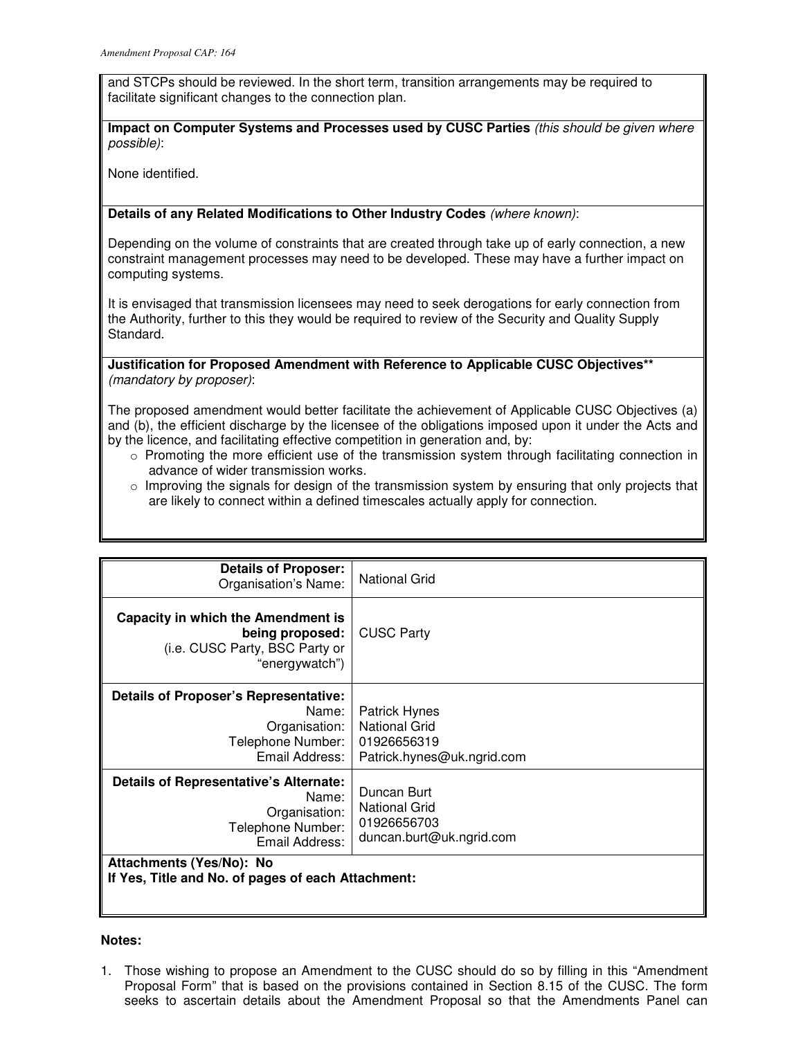and STCPs should be reviewed. In the short term, transition arrangements may be required to facilitate significant changes to the connection plan.

**Impact on Computer Systems and Processes used by CUSC Parties** *(this should be given where possible)*:

None identified.

**Details of any Related Modifications to Other Industry Codes** *(where known)*:

Depending on the volume of constraints that are created through take up of early connection, a new constraint management processes may need to be developed. These may have a further impact on computing systems.

It is envisaged that transmission licensees may need to seek derogations for early connection from the Authority, further to this they would be required to review of the Security and Quality Supply Standard.

**Justification for Proposed Amendment with Reference to Applicable CUSC Objectives**** *(mandatory by proposer)*:

The proposed amendment would better facilitate the achievement of Applicable CUSC Objectives (a) and (b), the efficient discharge by the licensee of the obligations imposed upon it under the Acts and by the licence, and facilitating effective competition in generation and, by:

- Promoting the more efficient use of the transmission system through facilitating connection in advance of wider transmission works.
- Improving the signals for design of the transmission system by ensuring that only projects that are likely to connect within a defined timescales actually apply for connection.

| | |
|---|---|
| **Details of Proposer:** Organisation's Name: | National Grid |
| **Capacity in which the Amendment is being proposed:** (i.e. CUSC Party, BSC Party or "energywatch") | CUSC Party |
| **Details of Proposer's Representative:** Name: Organisation: Telephone Number: Email Address: | Patrick Hynes National Grid 01926656319 Patrick.hynes@uk.ngrid.com |
| **Details of Representative's Alternate:** Name: Organisation: Telephone Number: Email Address: | Duncan Burt National Grid 01926656703 duncan.burt@uk.ngrid.com |
| **Attachments (Yes/No): No** **If Yes, Title and No. of pages of each Attachment:** | |

**Notes:**

1. Those wishing to propose an Amendment to the CUSC should do so by filling in this "Amendment Proposal Form" that is based on the provisions contained in Section 8.15 of the CUSC. The form seeks to ascertain details about the Amendment Proposal so that the Amendments Panel can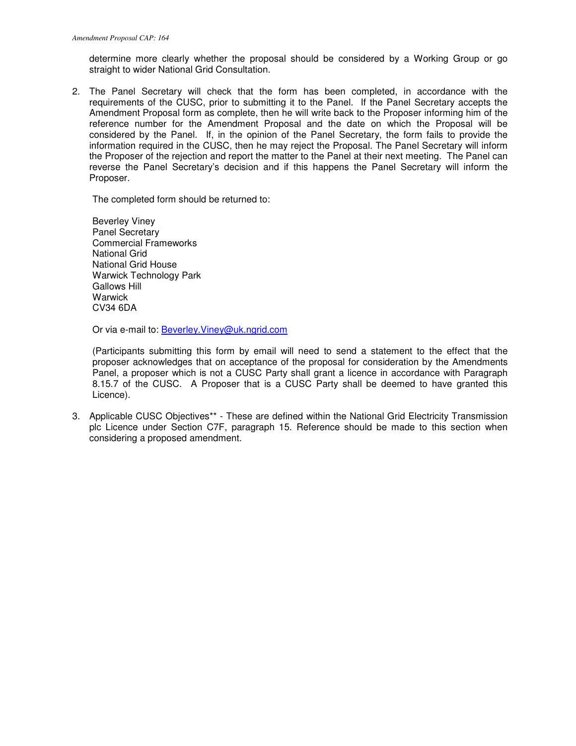determine more clearly whether the proposal should be considered by a Working Group or go straight to wider National Grid Consultation.

2. The Panel Secretary will check that the form has been completed, in accordance with the requirements of the CUSC, prior to submitting it to the Panel. If the Panel Secretary accepts the Amendment Proposal form as complete, then he will write back to the Proposer informing him of the reference number for the Amendment Proposal and the date on which the Proposal will be considered by the Panel. If, in the opinion of the Panel Secretary, the form fails to provide the information required in the CUSC, then he may reject the Proposal. The Panel Secretary will inform the Proposer of the rejection and report the matter to the Panel at their next meeting. The Panel can reverse the Panel Secretary's decision and if this happens the Panel Secretary will inform the Proposer.

   The completed form should be returned to:

   Beverley Viney
   Panel Secretary
   Commercial Frameworks
   National Grid
   National Grid House
   Warwick Technology Park
   Gallows Hill
   Warwick
   CV34 6DA

   Or via e-mail to: Beverley.Viney@uk.ngrid.com

   (Participants submitting this form by email will need to send a statement to the effect that the proposer acknowledges that on acceptance of the proposal for consideration by the Amendments Panel, a proposer which is not a CUSC Party shall grant a licence in accordance with Paragraph 8.15.7 of the CUSC. A Proposer that is a CUSC Party shall be deemed to have granted this Licence).

3. Applicable CUSC Objectives** - These are defined within the National Grid Electricity Transmission plc Licence under Section C7F, paragraph 15. Reference should be made to this section when considering a proposed amendment.